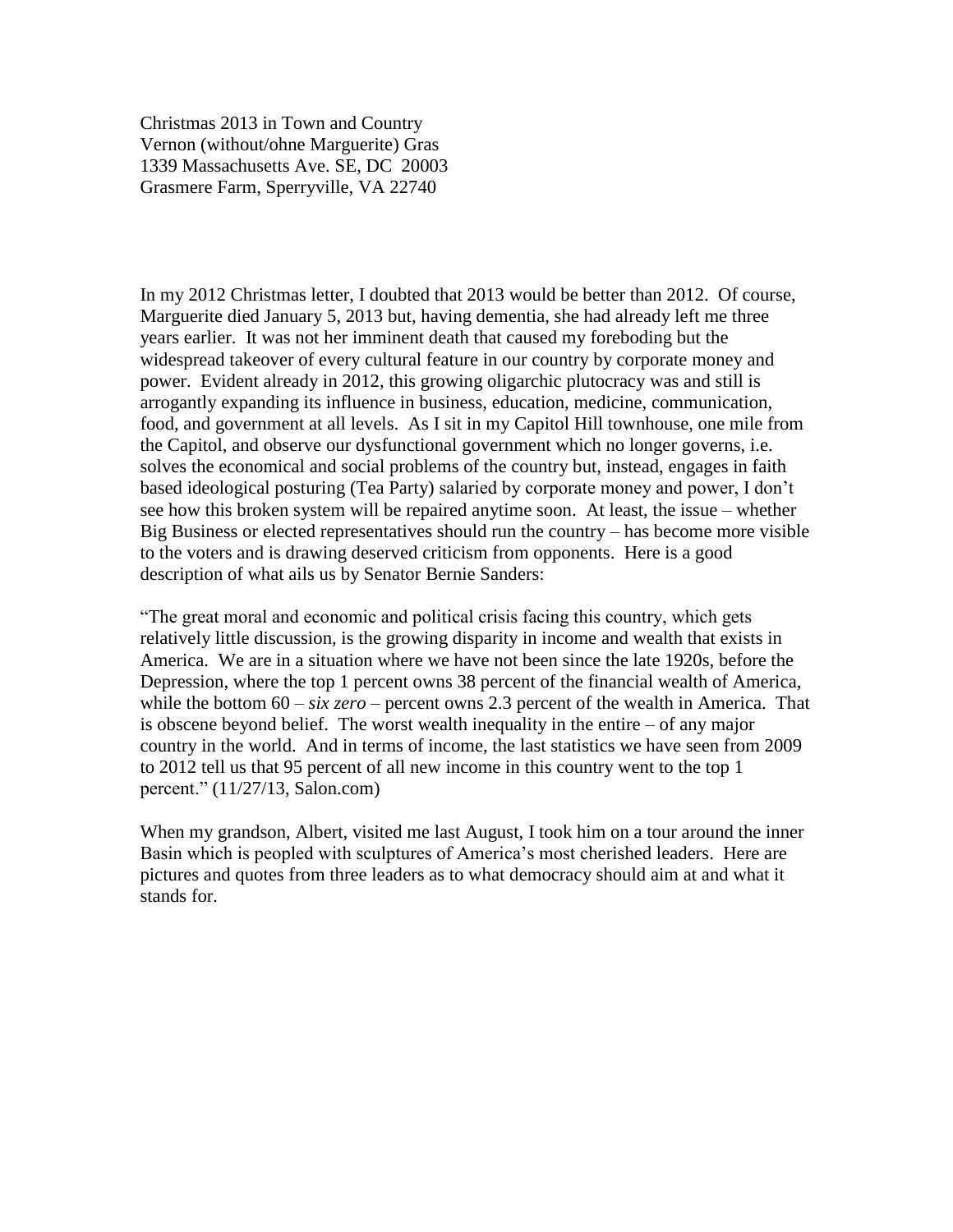Christmas 2013 in Town and Country
Vernon (without/ohne Marguerite) Gras
1339 Massachusetts Ave. SE, DC 20003
Grasmere Farm, Sperryville, VA 22740

In my 2012 Christmas letter, I doubted that 2013 would be better than 2012. Of course, Marguerite died January 5, 2013 but, having dementia, she had already left me three years earlier. It was not her imminent death that caused my foreboding but the widespread takeover of every cultural feature in our country by corporate money and power. Evident already in 2012, this growing oligarchic plutocracy was and still is arrogantly expanding its influence in business, education, medicine, communication, food, and government at all levels. As I sit in my Capitol Hill townhouse, one mile from the Capitol, and observe our dysfunctional government which no longer governs, i.e. solves the economical and social problems of the country but, instead, engages in faith based ideological posturing (Tea Party) salaried by corporate money and power, I don't see how this broken system will be repaired anytime soon. At least, the issue – whether Big Business or elected representatives should run the country – has become more visible to the voters and is drawing deserved criticism from opponents. Here is a good description of what ails us by Senator Bernie Sanders:

"The great moral and economic and political crisis facing this country, which gets relatively little discussion, is the growing disparity in income and wealth that exists in America. We are in a situation where we have not been since the late 1920s, before the Depression, where the top 1 percent owns 38 percent of the financial wealth of America, while the bottom 60 – *six zero* – percent owns 2.3 percent of the wealth in America. That is obscene beyond belief. The worst wealth inequality in the entire – of any major country in the world. And in terms of income, the last statistics we have seen from 2009 to 2012 tell us that 95 percent of all new income in this country went to the top 1 percent." (11/27/13, Salon.com)

When my grandson, Albert, visited me last August, I took him on a tour around the inner Basin which is peopled with sculptures of America's most cherished leaders. Here are pictures and quotes from three leaders as to what democracy should aim at and what it stands for.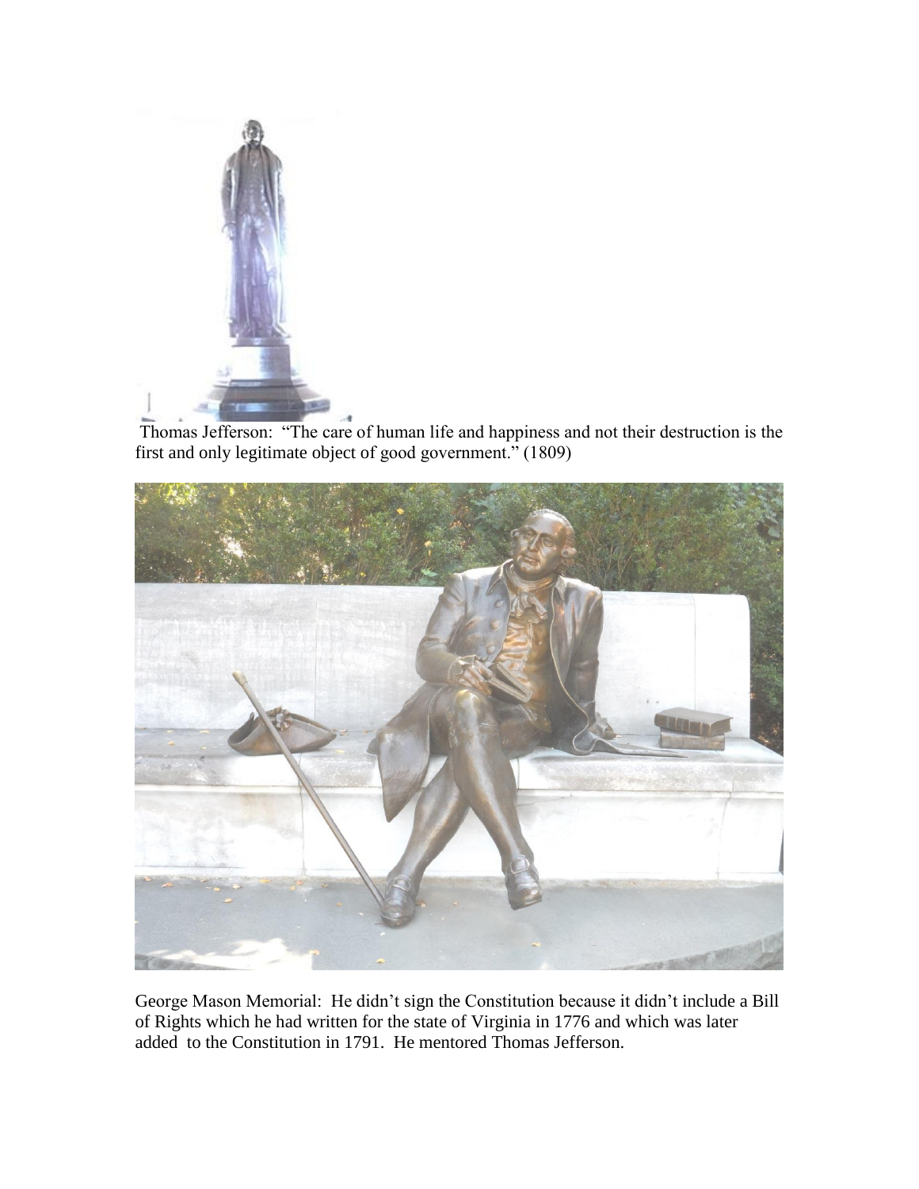Thomas Jefferson: "The care of human life and happiness and not their destruction is the first and only legitimate object of good government." (1809)

George Mason Memorial: He didn't sign the Constitution because it didn't include a Bill of Rights which he had written for the state of Virginia in 1776 and which was later added to the Constitution in 1791. He mentored Thomas Jefferson.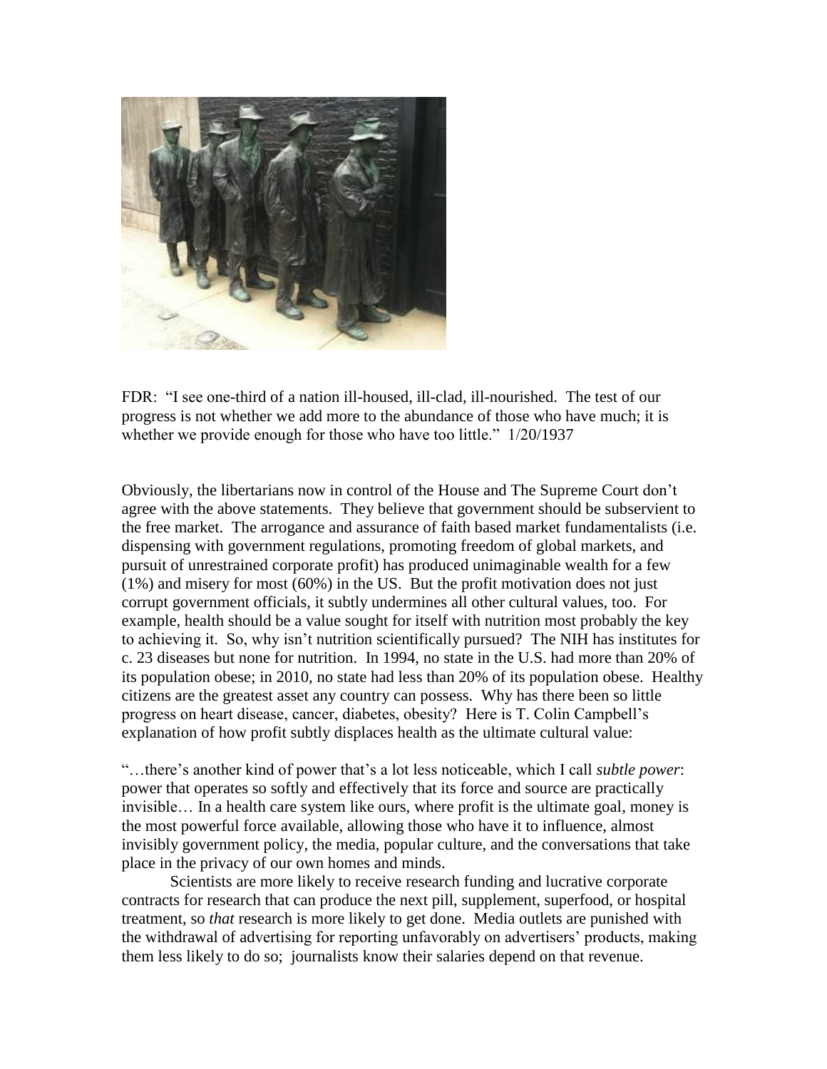FDR: "I see one-third of a nation ill-housed, ill-clad, ill-nourished. The test of our progress is not whether we add more to the abundance of those who have much; it is whether we provide enough for those who have too little." 1/20/1937

Obviously, the libertarians now in control of the House and The Supreme Court don't agree with the above statements. They believe that government should be subservient to the free market. The arrogance and assurance of faith based market fundamentalists (i.e. dispensing with government regulations, promoting freedom of global markets, and pursuit of unrestrained corporate profit) has produced unimaginable wealth for a few (1%) and misery for most (60%) in the US. But the profit motivation does not just corrupt government officials, it subtly undermines all other cultural values, too. For example, health should be a value sought for itself with nutrition most probably the key to achieving it. So, why isn't nutrition scientifically pursued? The NIH has institutes for c. 23 diseases but none for nutrition. In 1994, no state in the U.S. had more than 20% of its population obese; in 2010, no state had less than 20% of its population obese. Healthy citizens are the greatest asset any country can possess. Why has there been so little progress on heart disease, cancer, diabetes, obesity? Here is T. Colin Campbell's explanation of how profit subtly displaces health as the ultimate cultural value:

"…there's another kind of power that's a lot less noticeable, which I call *subtle power*: power that operates so softly and effectively that its force and source are practically invisible… In a health care system like ours, where profit is the ultimate goal, money is the most powerful force available, allowing those who have it to influence, almost invisibly government policy, the media, popular culture, and the conversations that take place in the privacy of our own homes and minds.

Scientists are more likely to receive research funding and lucrative corporate contracts for research that can produce the next pill, supplement, superfood, or hospital treatment, so *that* research is more likely to get done. Media outlets are punished with the withdrawal of advertising for reporting unfavorably on advertisers' products, making them less likely to do so; journalists know their salaries depend on that revenue.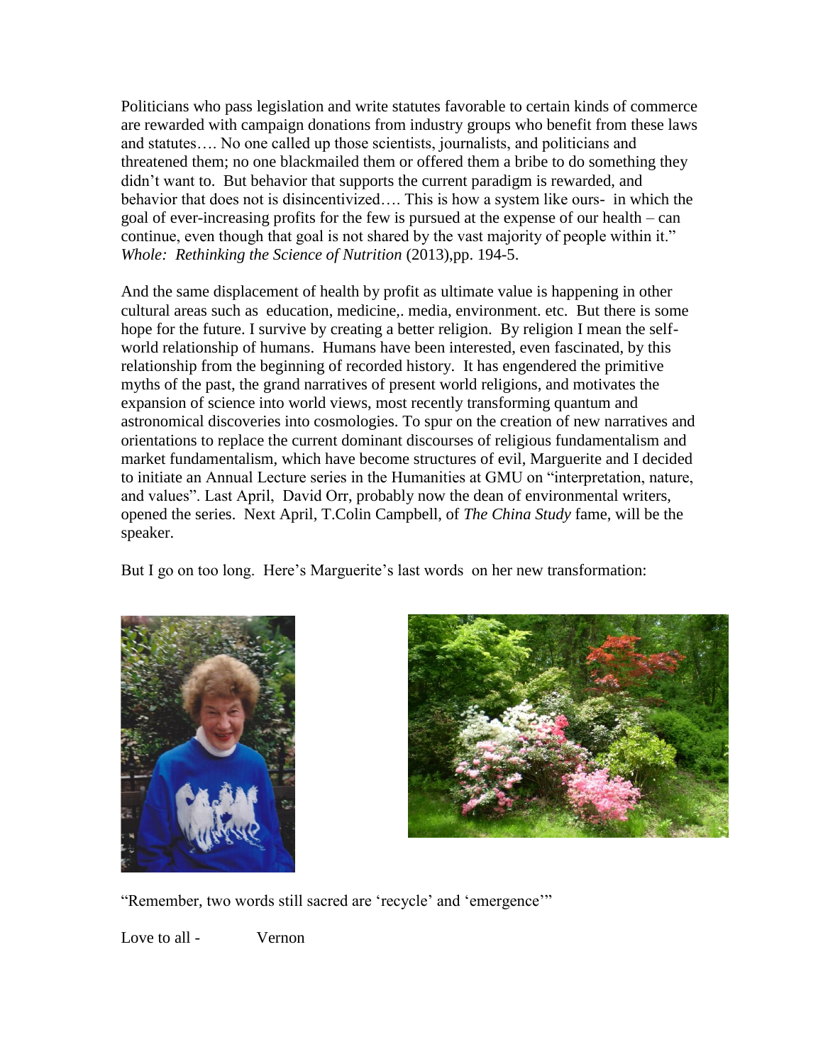Politicians who pass legislation and write statutes favorable to certain kinds of commerce are rewarded with campaign donations from industry groups who benefit from these laws and statutes…. No one called up those scientists, journalists, and politicians and threatened them; no one blackmailed them or offered them a bribe to do something they didn't want to. But behavior that supports the current paradigm is rewarded, and behavior that does not is disincentivized…. This is how a system like ours- in which the goal of ever-increasing profits for the few is pursued at the expense of our health – can continue, even though that goal is not shared by the vast majority of people within it." *Whole: Rethinking the Science of Nutrition* (2013),pp. 194-5.

And the same displacement of health by profit as ultimate value is happening in other cultural areas such as education, medicine,. media, environment. etc. But there is some hope for the future. I survive by creating a better religion. By religion I mean the self-world relationship of humans. Humans have been interested, even fascinated, by this relationship from the beginning of recorded history. It has engendered the primitive myths of the past, the grand narratives of present world religions, and motivates the expansion of science into world views, most recently transforming quantum and astronomical discoveries into cosmologies. To spur on the creation of new narratives and orientations to replace the current dominant discourses of religious fundamentalism and market fundamentalism, which have become structures of evil, Marguerite and I decided to initiate an Annual Lecture series in the Humanities at GMU on "interpretation, nature, and values". Last April, David Orr, probably now the dean of environmental writers, opened the series. Next April, T.Colin Campbell, of *The China Study* fame, will be the speaker.

But I go on too long. Here's Marguerite's last words on her new transformation:

"Remember, two words still sacred are 'recycle' and 'emergence'"

Love to all - Vernon